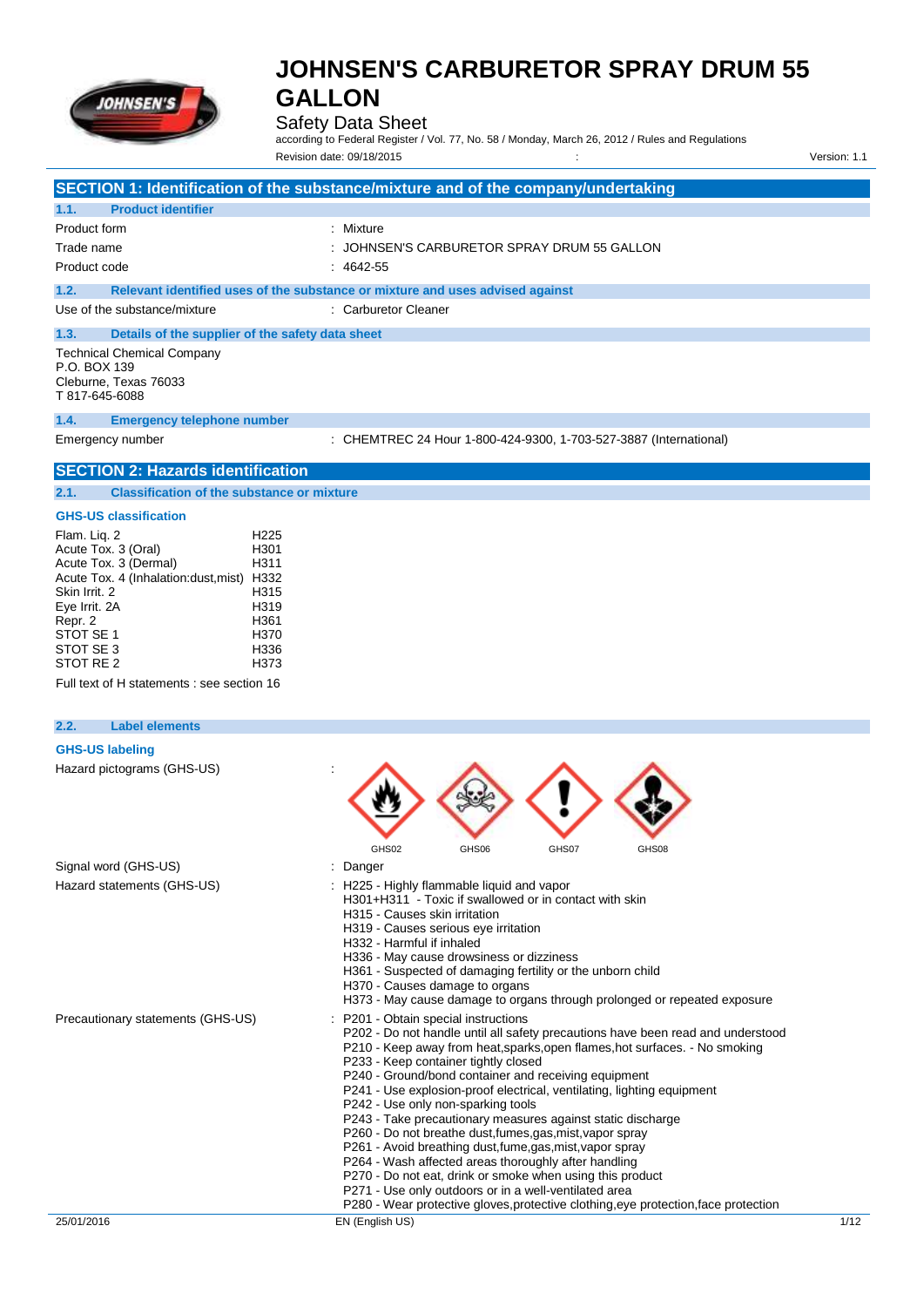# JOHNSEN'S CARBURETOR SPRAY DRUM 55 GALLON

Safety Data Sheet

according to Federal Register / Vol. 77, No. 58 / Monday, March 26, 2012 / Rules and Regulations

Revision date: 09/18/2015 : Version: 1.1

## SECTION 1: Identification of the substance/mixture and of the company/undertaking

### 1.1. Product identifier

| | |
|---|---|
| Product form | : Mixture |
| Trade name | : JOHNSEN'S CARBURETOR SPRAY DRUM 55 GALLON |
| Product code | : 4642-55 |

### 1.2. Relevant identified uses of the substance or mixture and uses advised against

| | |
|---|---|
| Use of the substance/mixture | : Carburetor Cleaner |

### 1.3. Details of the supplier of the safety data sheet

Technical Chemical Company
P.O. BOX 139
Cleburne, Texas 76033
T 817-645-6088

### 1.4. Emergency telephone number

| | |
|---|---|
| Emergency number | : CHEMTREC 24 Hour 1-800-424-9300, 1-703-527-3887 (International) |

## SECTION 2: Hazards identification

### 2.1. Classification of the substance or mixture

**GHS-US classification**

| | |
|---|---|
| Flam. Liq. 2 | H225 |
| Acute Tox. 3 (Oral) | H301 |
| Acute Tox. 3 (Dermal) | H311 |
| Acute Tox. 4 (Inhalation:dust,mist) | H332 |
| Skin Irrit. 2 | H315 |
| Eye Irrit. 2A | H319 |
| Repr. 2 | H361 |
| STOT SE 1 | H370 |
| STOT SE 3 | H336 |
| STOT RE 2 | H373 |

Full text of H statements : see section 16

### 2.2. Label elements

**GHS-US labeling**

Hazard pictograms (GHS-US) :

GHS02 GHS06 GHS07 GHS08

Signal word (GHS-US) : Danger

Hazard statements (GHS-US) :
- H225 - Highly flammable liquid and vapor
- H301+H311 - Toxic if swallowed or in contact with skin
- H315 - Causes skin irritation
- H319 - Causes serious eye irritation
- H332 - Harmful if inhaled
- H336 - May cause drowsiness or dizziness
- H361 - Suspected of damaging fertility or the unborn child
- H370 - Causes damage to organs
- H373 - May cause damage to organs through prolonged or repeated exposure

Precautionary statements (GHS-US) :
- P201 - Obtain special instructions
- P202 - Do not handle until all safety precautions have been read and understood
- P210 - Keep away from heat,sparks,open flames,hot surfaces. - No smoking
- P233 - Keep container tightly closed
- P240 - Ground/bond container and receiving equipment
- P241 - Use explosion-proof electrical, ventilating, lighting equipment
- P242 - Use only non-sparking tools
- P243 - Take precautionary measures against static discharge
- P260 - Do not breathe dust,fumes,gas,mist,vapor spray
- P261 - Avoid breathing dust,fume,gas,mist,vapor spray
- P264 - Wash affected areas thoroughly after handling
- P270 - Do not eat, drink or smoke when using this product
- P271 - Use only outdoors or in a well-ventilated area
- P280 - Wear protective gloves,protective clothing,eye protection,face protection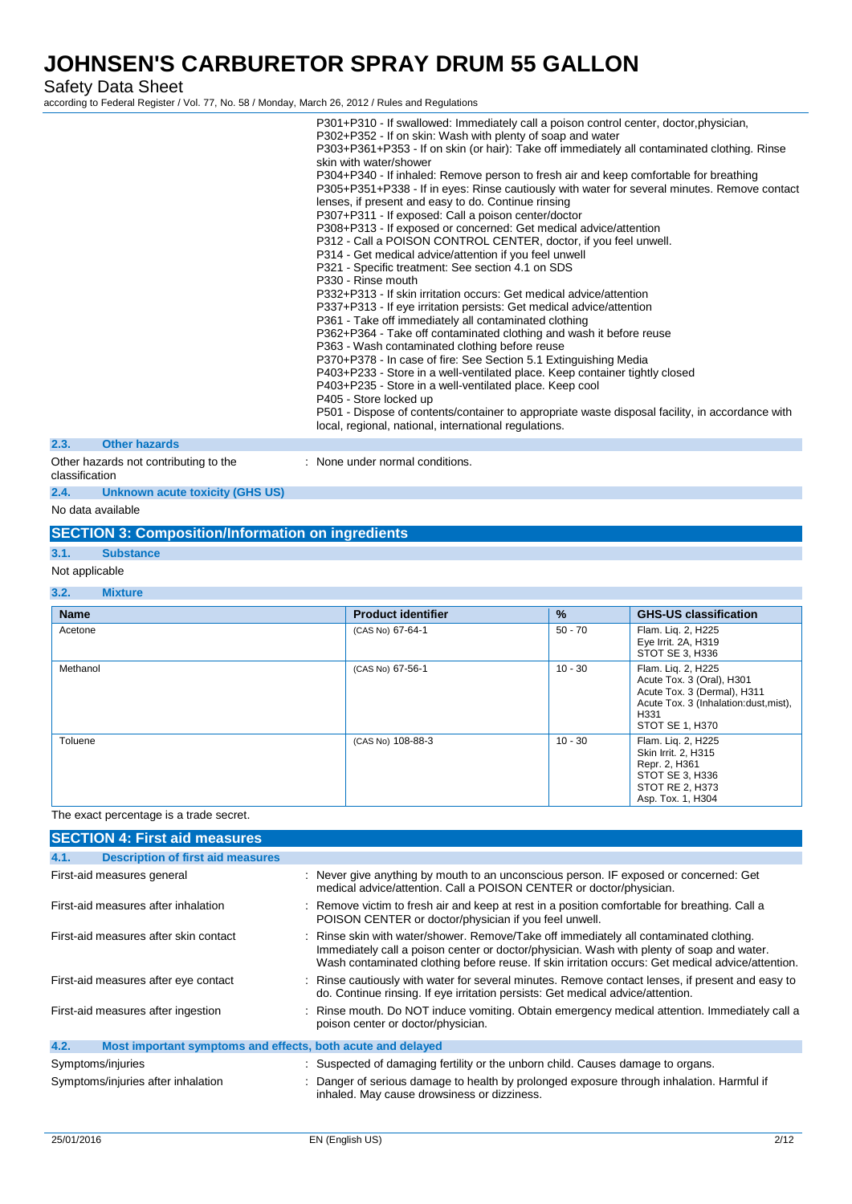P301+P310 - If swallowed: Immediately call a poison control center, doctor,physician,
P302+P352 - If on skin: Wash with plenty of soap and water
P303+P361+P353 - If on skin (or hair): Take off immediately all contaminated clothing. Rinse skin with water/shower
P304+P340 - If inhaled: Remove person to fresh air and keep comfortable for breathing
P305+P351+P338 - If in eyes: Rinse cautiously with water for several minutes. Remove contact lenses, if present and easy to do. Continue rinsing
P307+P311 - If exposed: Call a poison center/doctor
P308+P313 - If exposed or concerned: Get medical advice/attention
P312 - Call a POISON CONTROL CENTER, doctor, if you feel unwell.
P314 - Get medical advice/attention if you feel unwell
P321 - Specific treatment: See section 4.1 on SDS
P330 - Rinse mouth
P332+P313 - If skin irritation occurs: Get medical advice/attention
P337+P313 - If eye irritation persists: Get medical advice/attention
P361 - Take off immediately all contaminated clothing
P362+P364 - Take off contaminated clothing and wash it before reuse
P363 - Wash contaminated clothing before reuse
P370+P378 - In case of fire: See Section 5.1 Extinguishing Media
P403+P233 - Store in a well-ventilated place. Keep container tightly closed
P403+P235 - Store in a well-ventilated place. Keep cool
P405 - Store locked up
P501 - Dispose of contents/container to appropriate waste disposal facility, in accordance with local, regional, national, international regulations.

### 2.3. Other hazards

Other hazards not contributing to the classification : None under normal conditions.

### 2.4. Unknown acute toxicity (GHS US)

No data available

## SECTION 3: Composition/Information on ingredients

### 3.1. Substance

Not applicable

### 3.2. Mixture

| Name | Product identifier | % | GHS-US classification |
|---|---|---|---|
| Acetone | (CAS No) 67-64-1 | 50 - 70 | Flam. Liq. 2, H225<br>Eye Irrit. 2A, H319<br>STOT SE 3, H336 |
| Methanol | (CAS No) 67-56-1 | 10 - 30 | Flam. Liq. 2, H225<br>Acute Tox. 3 (Oral), H301<br>Acute Tox. 3 (Dermal), H311<br>Acute Tox. 3 (Inhalation:dust,mist), H331<br>STOT SE 1, H370 |
| Toluene | (CAS No) 108-88-3 | 10 - 30 | Flam. Liq. 2, H225<br>Skin Irrit. 2, H315<br>Repr. 2, H361<br>STOT SE 3, H336<br>STOT RE 2, H373<br>Asp. Tox. 1, H304 |

The exact percentage is a trade secret.

## SECTION 4: First aid measures

### 4.1. Description of first aid measures

First-aid measures general : Never give anything by mouth to an unconscious person. IF exposed or concerned: Get medical advice/attention. Call a POISON CENTER or doctor/physician.

First-aid measures after inhalation : Remove victim to fresh air and keep at rest in a position comfortable for breathing. Call a POISON CENTER or doctor/physician if you feel unwell.

First-aid measures after skin contact : Rinse skin with water/shower. Remove/Take off immediately all contaminated clothing. Immediately call a poison center or doctor/physician. Wash with plenty of soap and water. Wash contaminated clothing before reuse. If skin irritation occurs: Get medical advice/attention.

First-aid measures after eye contact : Rinse cautiously with water for several minutes. Remove contact lenses, if present and easy to do. Continue rinsing. If eye irritation persists: Get medical advice/attention.

First-aid measures after ingestion : Rinse mouth. Do NOT induce vomiting. Obtain emergency medical attention. Immediately call a poison center or doctor/physician.

### 4.2. Most important symptoms and effects, both acute and delayed

Symptoms/injuries : Suspected of damaging fertility or the unborn child. Causes damage to organs.

Symptoms/injuries after inhalation : Danger of serious damage to health by prolonged exposure through inhalation. Harmful if inhaled. May cause drowsiness or dizziness.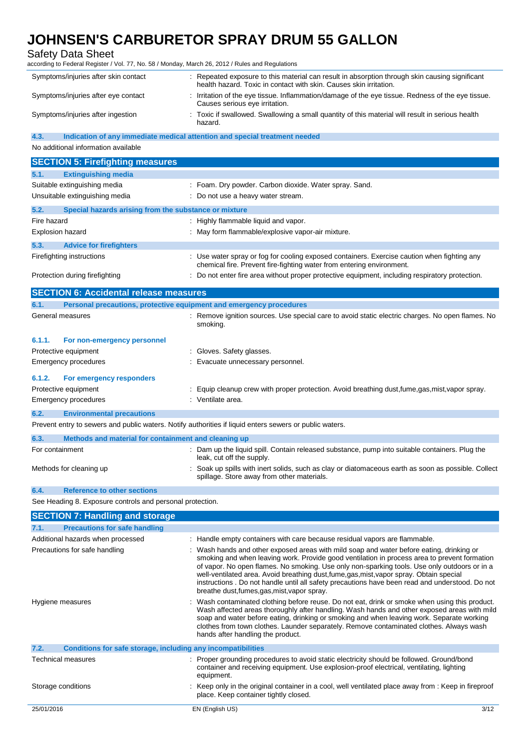| | |
|---|---|
| Symptoms/injuries after skin contact | : Repeated exposure to this material can result in absorption through skin causing significant health hazard. Toxic in contact with skin. Causes skin irritation. |
| Symptoms/injuries after eye contact | : Irritation of the eye tissue. Inflammation/damage of the eye tissue. Redness of the eye tissue. Causes serious eye irritation. |
| Symptoms/injuries after ingestion | : Toxic if swallowed. Swallowing a small quantity of this material will result in serious health hazard. |

### 4.3. Indication of any immediate medical attention and special treatment needed

No additional information available

## SECTION 5: Firefighting measures

### 5.1. Extinguishing media

| | |
|---|---|
| Suitable extinguishing media | : Foam. Dry powder. Carbon dioxide. Water spray. Sand. |
| Unsuitable extinguishing media | : Do not use a heavy water stream. |

### 5.2. Special hazards arising from the substance or mixture

| | |
|---|---|
| Fire hazard | : Highly flammable liquid and vapor. |
| Explosion hazard | : May form flammable/explosive vapor-air mixture. |

### 5.3. Advice for firefighters

| | |
|---|---|
| Firefighting instructions | : Use water spray or fog for cooling exposed containers. Exercise caution when fighting any chemical fire. Prevent fire-fighting water from entering environment. |
| Protection during firefighting | : Do not enter fire area without proper protective equipment, including respiratory protection. |

## SECTION 6: Accidental release measures

### 6.1. Personal precautions, protective equipment and emergency procedures

| | |
|---|---|
| General measures | : Remove ignition sources. Use special care to avoid static electric charges. No open flames. No smoking. |

#### 6.1.1. For non-emergency personnel

| | |
|---|---|
| Protective equipment | : Gloves. Safety glasses. |
| Emergency procedures | : Evacuate unnecessary personnel. |

#### 6.1.2. For emergency responders

| | |
|---|---|
| Protective equipment | : Equip cleanup crew with proper protection. Avoid breathing dust,fume,gas,mist,vapor spray. |
| Emergency procedures | : Ventilate area. |

### 6.2. Environmental precautions

Prevent entry to sewers and public waters. Notify authorities if liquid enters sewers or public waters.

### 6.3. Methods and material for containment and cleaning up

| | |
|---|---|
| For containment | : Dam up the liquid spill. Contain released substance, pump into suitable containers. Plug the leak, cut off the supply. |
| Methods for cleaning up | : Soak up spills with inert solids, such as clay or diatomaceous earth as soon as possible. Collect spillage. Store away from other materials. |

### 6.4. Reference to other sections

See Heading 8. Exposure controls and personal protection.

## SECTION 7: Handling and storage

### 7.1. Precautions for safe handling

| | |
|---|---|
| Additional hazards when processed | : Handle empty containers with care because residual vapors are flammable. |
| Precautions for safe handling | : Wash hands and other exposed areas with mild soap and water before eating, drinking or smoking and when leaving work. Provide good ventilation in process area to prevent formation of vapor. No open flames. No smoking. Use only non-sparking tools. Use only outdoors or in a well-ventilated area. Avoid breathing dust,fume,gas,mist,vapor spray. Obtain special instructions . Do not handle until all safety precautions have been read and understood. Do not breathe dust,fumes,gas,mist,vapor spray. |
| Hygiene measures | : Wash contaminated clothing before reuse. Do not eat, drink or smoke when using this product. Wash affected areas thoroughly after handling. Wash hands and other exposed areas with mild soap and water before eating, drinking or smoking and when leaving work. Separate working clothes from town clothes. Launder separately. Remove contaminated clothes. Always wash hands after handling the product. |

### 7.2. Conditions for safe storage, including any incompatibilities

| | |
|---|---|
| Technical measures | : Proper grounding procedures to avoid static electricity should be followed. Ground/bond container and receiving equipment. Use explosion-proof electrical, ventilating, lighting equipment. |
| Storage conditions | : Keep only in the original container in a cool, well ventilated place away from : Keep in fireproof place. Keep container tightly closed. |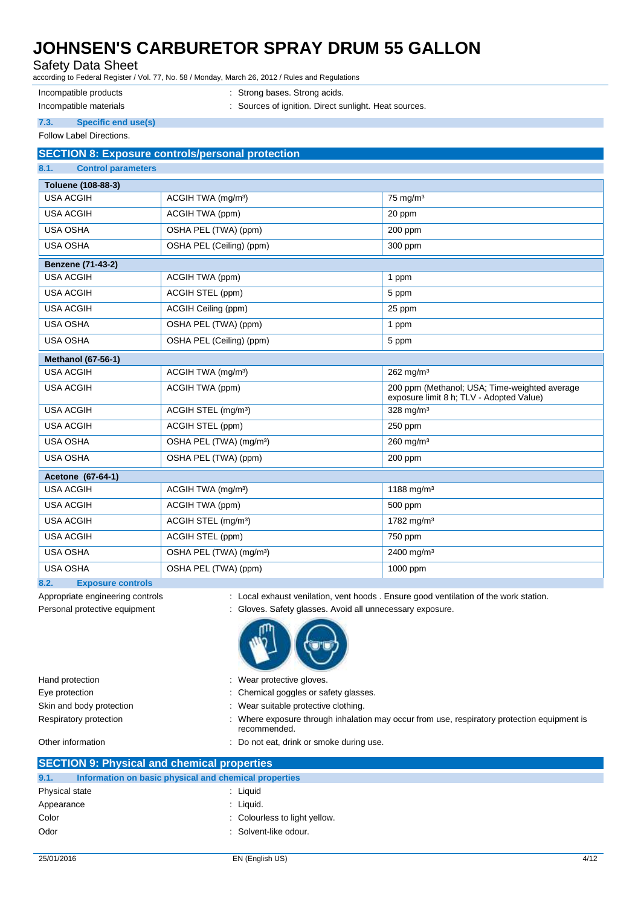| | |
|---|---|
| Incompatible products | : Strong bases. Strong acids. |
| Incompatible materials | : Sources of ignition. Direct sunlight. Heat sources. |

### 7.3. Specific end use(s)

Follow Label Directions.

## SECTION 8: Exposure controls/personal protection

### 8.1. Control parameters

| Toluene (108-88-3) | | |
|---|---|---|
| USA ACGIH | ACGIH TWA (mg/m³) | 75 mg/m³ |
| USA ACGIH | ACGIH TWA (ppm) | 20 ppm |
| USA OSHA | OSHA PEL (TWA) (ppm) | 200 ppm |
| USA OSHA | OSHA PEL (Ceiling) (ppm) | 300 ppm |

| Benzene (71-43-2) | | |
|---|---|---|
| USA ACGIH | ACGIH TWA (ppm) | 1 ppm |
| USA ACGIH | ACGIH STEL (ppm) | 5 ppm |
| USA ACGIH | ACGIH Ceiling (ppm) | 25 ppm |
| USA OSHA | OSHA PEL (TWA) (ppm) | 1 ppm |
| USA OSHA | OSHA PEL (Ceiling) (ppm) | 5 ppm |

| Methanol (67-56-1) | | |
|---|---|---|
| USA ACGIH | ACGIH TWA (mg/m³) | 262 mg/m³ |
| USA ACGIH | ACGIH TWA (ppm) | 200 ppm (Methanol; USA; Time-weighted average exposure limit 8 h; TLV - Adopted Value) |
| USA ACGIH | ACGIH STEL (mg/m³) | 328 mg/m³ |
| USA ACGIH | ACGIH STEL (ppm) | 250 ppm |
| USA OSHA | OSHA PEL (TWA) (mg/m³) | 260 mg/m³ |
| USA OSHA | OSHA PEL (TWA) (ppm) | 200 ppm |

| Acetone (67-64-1) | | |
|---|---|---|
| USA ACGIH | ACGIH TWA (mg/m³) | 1188 mg/m³ |
| USA ACGIH | ACGIH TWA (ppm) | 500 ppm |
| USA ACGIH | ACGIH STEL (mg/m³) | 1782 mg/m³ |
| USA ACGIH | ACGIH STEL (ppm) | 750 ppm |
| USA OSHA | OSHA PEL (TWA) (mg/m³) | 2400 mg/m³ |
| USA OSHA | OSHA PEL (TWA) (ppm) | 1000 ppm |

### 8.2. Exposure controls

| | |
|---|---|
| Appropriate engineering controls | : Local exhaust venilation, vent hoods . Ensure good ventilation of the work station. |
| Personal protective equipment | : Gloves. Safety glasses. Avoid all unnecessary exposure. |
| Hand protection | : Wear protective gloves. |
| Eye protection | : Chemical goggles or safety glasses. |
| Skin and body protection | : Wear suitable protective clothing. |
| Respiratory protection | : Where exposure through inhalation may occur from use, respiratory protection equipment is recommended. |
| Other information | : Do not eat, drink or smoke during use. |

## SECTION 9: Physical and chemical properties

### 9.1. Information on basic physical and chemical properties

| | |
|---|---|
| Physical state | : Liquid |
| Appearance | : Liquid. |
| Color | : Colourless to light yellow. |
| Odor | : Solvent-like odour. |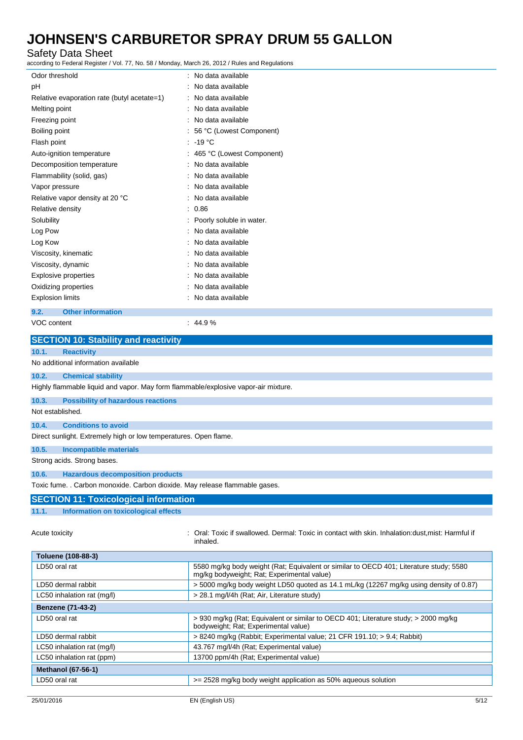| | |
|---|---|
| Odor threshold | : No data available |
| pH | : No data available |
| Relative evaporation rate (butyl acetate=1) | : No data available |
| Melting point | : No data available |
| Freezing point | : No data available |
| Boiling point | : 56 °C (Lowest Component) |
| Flash point | : -19 °C |
| Auto-ignition temperature | : 465 °C (Lowest Component) |
| Decomposition temperature | : No data available |
| Flammability (solid, gas) | : No data available |
| Vapor pressure | : No data available |
| Relative vapor density at 20 °C | : No data available |
| Relative density | : 0.86 |
| Solubility | : Poorly soluble in water. |
| Log Pow | : No data available |
| Log Kow | : No data available |
| Viscosity, kinematic | : No data available |
| Viscosity, dynamic | : No data available |
| Explosive properties | : No data available |
| Oxidizing properties | : No data available |
| Explosion limits | : No data available |

### 9.2. Other information

VOC content : 44.9 %

## SECTION 10: Stability and reactivity

### 10.1. Reactivity

No additional information available

### 10.2. Chemical stability

Highly flammable liquid and vapor. May form flammable/explosive vapor-air mixture.

### 10.3. Possibility of hazardous reactions

Not established.

### 10.4. Conditions to avoid

Direct sunlight. Extremely high or low temperatures. Open flame.

### 10.5. Incompatible materials

Strong acids. Strong bases.

### 10.6. Hazardous decomposition products

Toxic fume. . Carbon monoxide. Carbon dioxide. May release flammable gases.

## SECTION 11: Toxicological information

### 11.1. Information on toxicological effects

Acute toxicity : Oral: Toxic if swallowed. Dermal: Toxic in contact with skin. Inhalation:dust,mist: Harmful if inhaled.

| **Toluene (108-88-3)** | |
|---|---|
| LD50 oral rat | 5580 mg/kg body weight (Rat; Equivalent or similar to OECD 401; Literature study; 5580 mg/kg bodyweight; Rat; Experimental value) |
| LD50 dermal rabbit | > 5000 mg/kg body weight LD50 quoted as 14.1 mL/kg (12267 mg/kg using density of 0.87) |
| LC50 inhalation rat (mg/l) | > 28.1 mg/l/4h (Rat; Air, Literature study) |
| **Benzene (71-43-2)** | |
| LD50 oral rat | > 930 mg/kg (Rat; Equivalent or similar to OECD 401; Literature study; > 2000 mg/kg bodyweight; Rat; Experimental value) |
| LD50 dermal rabbit | > 8240 mg/kg (Rabbit; Experimental value; 21 CFR 191.10; > 9.4; Rabbit) |
| LC50 inhalation rat (mg/l) | 43.767 mg/l/4h (Rat; Experimental value) |
| LC50 inhalation rat (ppm) | 13700 ppm/4h (Rat; Experimental value) |
| **Methanol (67-56-1)** | |
| LD50 oral rat | >= 2528 mg/kg body weight application as 50% aqueous solution |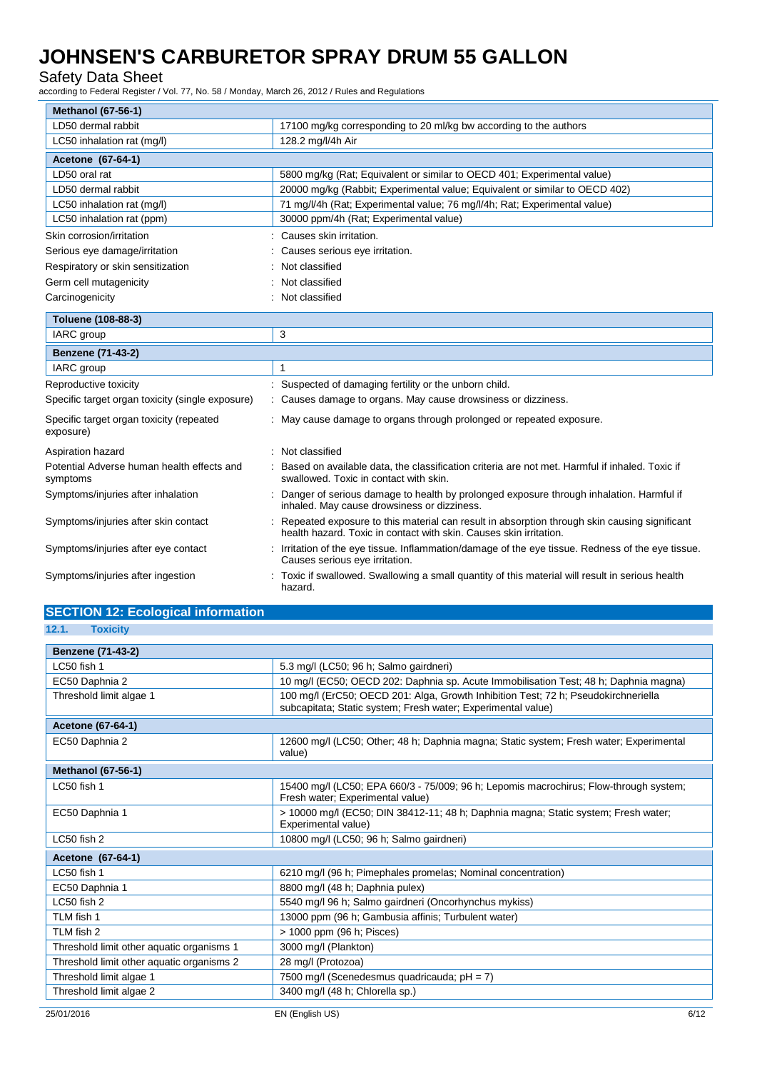| Methanol (67-56-1) | |
|---|---|
| LD50 dermal rabbit | 17100 mg/kg corresponding to 20 ml/kg bw according to the authors |
| LC50 inhalation rat (mg/l) | 128.2 mg/l/4h Air |

| Acetone (67-64-1) | |
|---|---|
| LD50 oral rat | 5800 mg/kg (Rat; Equivalent or similar to OECD 401; Experimental value) |
| LD50 dermal rabbit | 20000 mg/kg (Rabbit; Experimental value; Equivalent or similar to OECD 402) |
| LC50 inhalation rat (mg/l) | 71 mg/l/4h (Rat; Experimental value; 76 mg/l/4h; Rat; Experimental value) |
| LC50 inhalation rat (ppm) | 30000 ppm/4h (Rat; Experimental value) |

Skin corrosion/irritation : Causes skin irritation.

Serious eye damage/irritation : Causes serious eye irritation.

Respiratory or skin sensitization : Not classified

Germ cell mutagenicity : Not classified

Carcinogenicity : Not classified

| Toluene (108-88-3) | |
|---|---|
| IARC group | 3 |

| Benzene (71-43-2) | |
|---|---|
| IARC group | 1 |

Reproductive toxicity : Suspected of damaging fertility or the unborn child.

Specific target organ toxicity (single exposure) : Causes damage to organs. May cause drowsiness or dizziness.

Specific target organ toxicity (repeated exposure) : May cause damage to organs through prolonged or repeated exposure.

Aspiration hazard : Not classified

Potential Adverse human health effects and symptoms : Based on available data, the classification criteria are not met. Harmful if inhaled. Toxic if swallowed. Toxic in contact with skin.

Symptoms/injuries after inhalation : Danger of serious damage to health by prolonged exposure through inhalation. Harmful if inhaled. May cause drowsiness or dizziness.

Symptoms/injuries after skin contact : Repeated exposure to this material can result in absorption through skin causing significant health hazard. Toxic in contact with skin. Causes skin irritation.

Symptoms/injuries after eye contact : Irritation of the eye tissue. Inflammation/damage of the eye tissue. Redness of the eye tissue. Causes serious eye irritation.

Symptoms/injuries after ingestion : Toxic if swallowed. Swallowing a small quantity of this material will result in serious health hazard.

## SECTION 12: Ecological information

### 12.1. Toxicity

| Benzene (71-43-2) | |
|---|---|
| LC50 fish 1 | 5.3 mg/l (LC50; 96 h; Salmo gairdneri) |
| EC50 Daphnia 2 | 10 mg/l (EC50; OECD 202: Daphnia sp. Acute Immobilisation Test; 48 h; Daphnia magna) |
| Threshold limit algae 1 | 100 mg/l (ErC50; OECD 201: Alga, Growth Inhibition Test; 72 h; Pseudokirchneriella subcapitata; Static system; Fresh water; Experimental value) |

| Acetone (67-64-1) | |
|---|---|
| EC50 Daphnia 2 | 12600 mg/l (LC50; Other; 48 h; Daphnia magna; Static system; Fresh water; Experimental value) |

| Methanol (67-56-1) | |
|---|---|
| LC50 fish 1 | 15400 mg/l (LC50; EPA 660/3 - 75/009; 96 h; Lepomis macrochirus; Flow-through system; Fresh water; Experimental value) |
| EC50 Daphnia 1 | > 10000 mg/l (EC50; DIN 38412-11; 48 h; Daphnia magna; Static system; Fresh water; Experimental value) |
| LC50 fish 2 | 10800 mg/l (LC50; 96 h; Salmo gairdneri) |

| Acetone (67-64-1) | |
|---|---|
| LC50 fish 1 | 6210 mg/l (96 h; Pimephales promelas; Nominal concentration) |
| EC50 Daphnia 1 | 8800 mg/l (48 h; Daphnia pulex) |
| LC50 fish 2 | 5540 mg/l 96 h; Salmo gairdneri (Oncorhynchus mykiss) |
| TLM fish 1 | 13000 ppm (96 h; Gambusia affinis; Turbulent water) |
| TLM fish 2 | > 1000 ppm (96 h; Pisces) |
| Threshold limit other aquatic organisms 1 | 3000 mg/l (Plankton) |
| Threshold limit other aquatic organisms 2 | 28 mg/l (Protozoa) |
| Threshold limit algae 1 | 7500 mg/l (Scenedesmus quadricauda; pH = 7) |
| Threshold limit algae 2 | 3400 mg/l (48 h; Chlorella sp.) |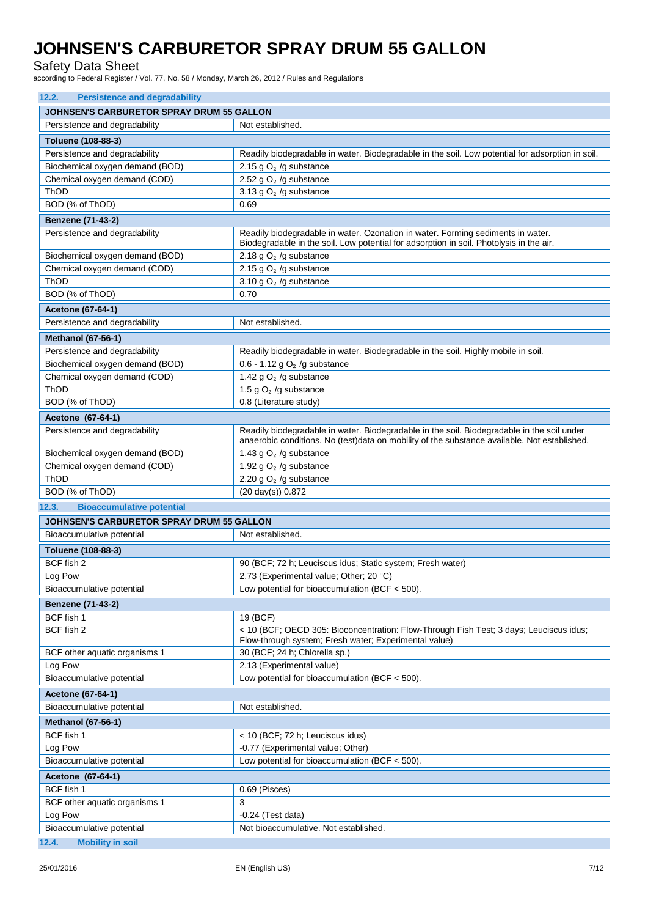### 12.2. Persistence and degradability

| JOHNSEN'S CARBURETOR SPRAY DRUM 55 GALLON | |
|---|---|
| Persistence and degradability | Not established. |
| **Toluene (108-88-3)** | |
| Persistence and degradability | Readily biodegradable in water. Biodegradable in the soil. Low potential for adsorption in soil. |
| Biochemical oxygen demand (BOD) | 2.15 g $O_2$ /g substance |
| Chemical oxygen demand (COD) | 2.52 g $O_2$ /g substance |
| ThOD | 3.13 g $O_2$ /g substance |
| BOD (% of ThOD) | 0.69 |
| **Benzene (71-43-2)** | |
| Persistence and degradability | Readily biodegradable in water. Ozonation in water. Forming sediments in water. Biodegradable in the soil. Low potential for adsorption in soil. Photolysis in the air. |
| Biochemical oxygen demand (BOD) | 2.18 g $O_2$ /g substance |
| Chemical oxygen demand (COD) | 2.15 g $O_2$ /g substance |
| ThOD | 3.10 g $O_2$ /g substance |
| BOD (% of ThOD) | 0.70 |
| **Acetone (67-64-1)** | |
| Persistence and degradability | Not established. |
| **Methanol (67-56-1)** | |
| Persistence and degradability | Readily biodegradable in water. Biodegradable in the soil. Highly mobile in soil. |
| Biochemical oxygen demand (BOD) | 0.6 - 1.12 g $O_2$ /g substance |
| Chemical oxygen demand (COD) | 1.42 g $O_2$ /g substance |
| ThOD | 1.5 g $O_2$ /g substance |
| BOD (% of ThOD) | 0.8 (Literature study) |
| **Acetone (67-64-1)** | |
| Persistence and degradability | Readily biodegradable in water. Biodegradable in the soil. Biodegradable in the soil under anaerobic conditions. No (test)data on mobility of the substance available. Not established. |
| Biochemical oxygen demand (BOD) | 1.43 g $O_2$ /g substance |
| Chemical oxygen demand (COD) | 1.92 g $O_2$ /g substance |
| ThOD | 2.20 g $O_2$ /g substance |
| BOD (% of ThOD) | (20 day(s)) 0.872 |

### 12.3. Bioaccumulative potential

| JOHNSEN'S CARBURETOR SPRAY DRUM 55 GALLON | |
|---|---|
| Bioaccumulative potential | Not established. |
| **Toluene (108-88-3)** | |
| BCF fish 2 | 90 (BCF; 72 h; Leuciscus idus; Static system; Fresh water) |
| Log Pow | 2.73 (Experimental value; Other; 20 °C) |
| Bioaccumulative potential | Low potential for bioaccumulation (BCF < 500). |
| **Benzene (71-43-2)** | |
| BCF fish 1 | 19 (BCF) |
| BCF fish 2 | < 10 (BCF; OECD 305: Bioconcentration: Flow-Through Fish Test; 3 days; Leuciscus idus; Flow-through system; Fresh water; Experimental value) |
| BCF other aquatic organisms 1 | 30 (BCF; 24 h; Chlorella sp.) |
| Log Pow | 2.13 (Experimental value) |
| Bioaccumulative potential | Low potential for bioaccumulation (BCF < 500). |
| **Acetone (67-64-1)** | |
| Bioaccumulative potential | Not established. |
| **Methanol (67-56-1)** | |
| BCF fish 1 | < 10 (BCF; 72 h; Leuciscus idus) |
| Log Pow | -0.77 (Experimental value; Other) |
| Bioaccumulative potential | Low potential for bioaccumulation (BCF < 500). |
| **Acetone (67-64-1)** | |
| BCF fish 1 | 0.69 (Pisces) |
| BCF other aquatic organisms 1 | 3 |
| Log Pow | -0.24 (Test data) |
| Bioaccumulative potential | Not bioaccumulative. Not established. |

### 12.4. Mobility in soil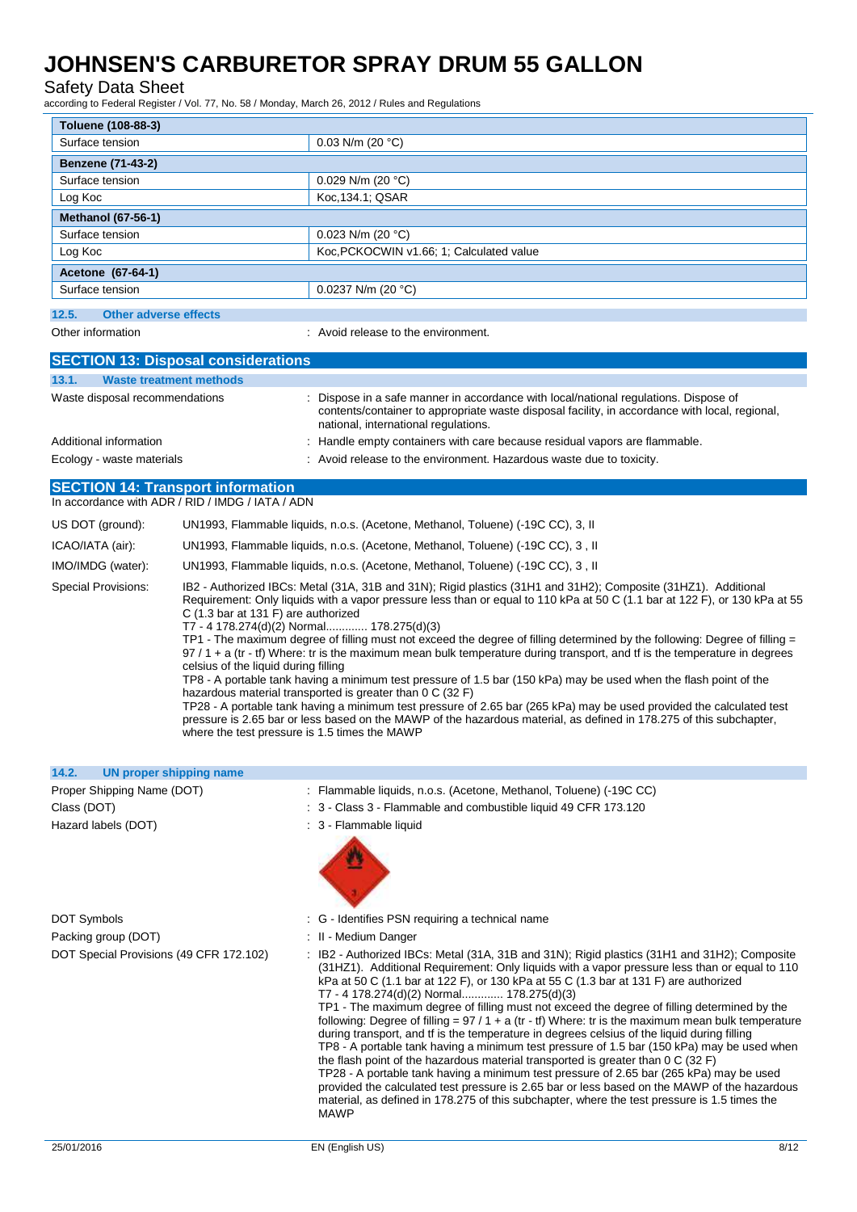| Toluene (108-88-3) | |
|---|---|
| Surface tension | 0.03 N/m (20 °C) |
| **Benzene (71-43-2)** | |
| Surface tension | 0.029 N/m (20 °C) |
| Log Koc | Koc,134.1; QSAR |
| **Methanol (67-56-1)** | |
| Surface tension | 0.023 N/m (20 °C) |
| Log Koc | Koc,PCKOCWIN v1.66; 1; Calculated value |
| **Acetone (67-64-1)** | |
| Surface tension | 0.0237 N/m (20 °C) |

### 12.5. Other adverse effects

Other information : Avoid release to the environment.

## SECTION 13: Disposal considerations

### 13.1. Waste treatment methods

Waste disposal recommendations : Dispose in a safe manner in accordance with local/national regulations. Dispose of contents/container to appropriate waste disposal facility, in accordance with local, regional, national, international regulations.

Additional information : Handle empty containers with care because residual vapors are flammable.

Ecology - waste materials : Avoid release to the environment. Hazardous waste due to toxicity.

## SECTION 14: Transport information

In accordance with ADR / RID / IMDG / IATA / ADN

US DOT (ground): UN1993, Flammable liquids, n.o.s. (Acetone, Methanol, Toluene) (-19C CC), 3, II

ICAO/IATA (air): UN1993, Flammable liquids, n.o.s. (Acetone, Methanol, Toluene) (-19C CC), 3 , II

IMO/IMDG (water): UN1993, Flammable liquids, n.o.s. (Acetone, Methanol, Toluene) (-19C CC), 3 , II

Special Provisions: IB2 - Authorized IBCs: Metal (31A, 31B and 31N); Rigid plastics (31H1 and 31H2); Composite (31HZ1). Additional Requirement: Only liquids with a vapor pressure less than or equal to 110 kPa at 50 C (1.1 bar at 122 F), or 130 kPa at 55 C (1.3 bar at 131 F) are authorized
T7 - 4 178.274(d)(2) Normal............ 178.275(d)(3)
TP1 - The maximum degree of filling must not exceed the degree of filling determined by the following: Degree of filling = 97 / 1 + a (tr - tf) Where: tr is the maximum mean bulk temperature during transport, and tf is the temperature in degrees celsius of the liquid during filling
TP8 - A portable tank having a minimum test pressure of 1.5 bar (150 kPa) may be used when the flash point of the hazardous material transported is greater than 0 C (32 F)
TP28 - A portable tank having a minimum test pressure of 2.65 bar (265 kPa) may be used provided the calculated test pressure is 2.65 bar or less based on the MAWP of the hazardous material, as defined in 178.275 of this subchapter, where the test pressure is 1.5 times the MAWP

### 14.2. UN proper shipping name

Proper Shipping Name (DOT) : Flammable liquids, n.o.s. (Acetone, Methanol, Toluene) (-19C CC)

Class (DOT) : 3 - Class 3 - Flammable and combustible liquid 49 CFR 173.120

Hazard labels (DOT) : 3 - Flammable liquid

DOT Symbols : G - Identifies PSN requiring a technical name

Packing group (DOT) : II - Medium Danger

DOT Special Provisions (49 CFR 172.102) : IB2 - Authorized IBCs: Metal (31A, 31B and 31N); Rigid plastics (31H1 and 31H2); Composite (31HZ1). Additional Requirement: Only liquids with a vapor pressure less than or equal to 110 kPa at 50 C (1.1 bar at 122 F), or 130 kPa at 55 C (1.3 bar at 131 F) are authorized
T7 - 4 178.274(d)(2) Normal............ 178.275(d)(3)
TP1 - The maximum degree of filling must not exceed the degree of filling determined by the following: Degree of filling = 97 / 1 + a (tr - tf) Where: tr is the maximum mean bulk temperature during transport, and tf is the temperature in degrees celsius of the liquid during filling
TP8 - A portable tank having a minimum test pressure of 1.5 bar (150 kPa) may be used when the flash point of the hazardous material transported is greater than 0 C (32 F)
TP28 - A portable tank having a minimum test pressure of 2.65 bar (265 kPa) may be used provided the calculated test pressure is 2.65 bar or less based on the MAWP of the hazardous material, as defined in 178.275 of this subchapter, where the test pressure is 1.5 times the MAWP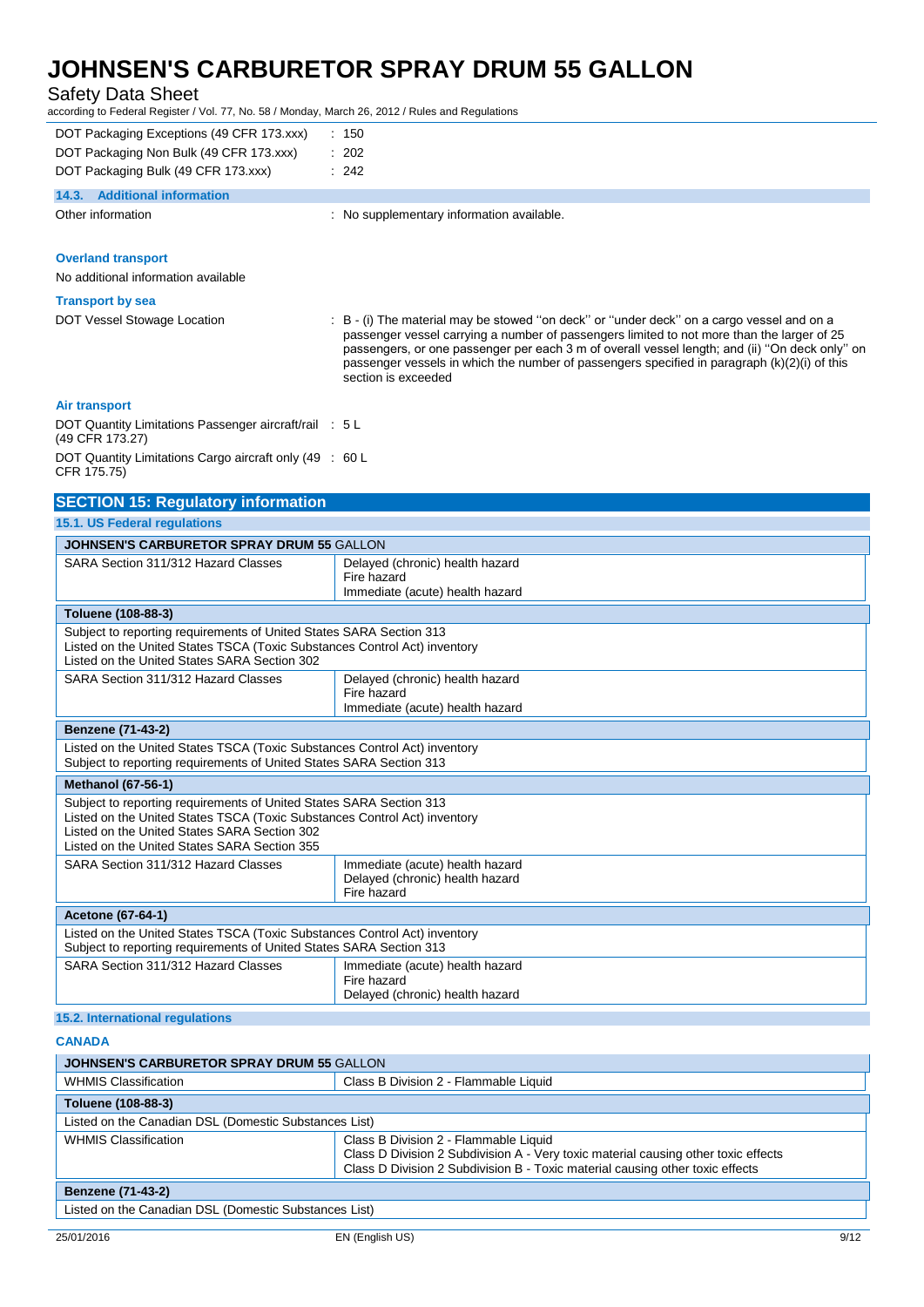| | |
|---|---|
| DOT Packaging Exceptions (49 CFR 173.xxx) | : 150 |
| DOT Packaging Non Bulk (49 CFR 173.xxx) | : 202 |
| DOT Packaging Bulk (49 CFR 173.xxx) | : 242 |

### 14.3. Additional information

Other information : No supplementary information available.

**Overland transport**

No additional information available

**Transport by sea**

DOT Vessel Stowage Location : B - (i) The material may be stowed "on deck" or "under deck" on a cargo vessel and on a passenger vessel carrying a number of passengers limited to not more than the larger of 25 passengers, or one passenger per each 3 m of overall vessel length; and (ii) "On deck only" on passenger vessels in which the number of passengers specified in paragraph (k)(2)(i) of this section is exceeded

**Air transport**

| | |
|---|---|
| DOT Quantity Limitations Passenger aircraft/rail (49 CFR 173.27) | : 5 L |
| DOT Quantity Limitations Cargo aircraft only (49 CFR 175.75) | : 60 L |

## SECTION 15: Regulatory information

### 15.1. US Federal regulations

| **JOHNSEN'S CARBURETOR SPRAY DRUM 55 GALLON** | |
|---|---|
| SARA Section 311/312 Hazard Classes | Delayed (chronic) health hazard<br>Fire hazard<br>Immediate (acute) health hazard |
| **Toluene (108-88-3)** | |
| Subject to reporting requirements of United States SARA Section 313<br>Listed on the United States TSCA (Toxic Substances Control Act) inventory<br>Listed on the United States SARA Section 302 | |
| SARA Section 311/312 Hazard Classes | Delayed (chronic) health hazard<br>Fire hazard<br>Immediate (acute) health hazard |
| **Benzene (71-43-2)** | |
| Listed on the United States TSCA (Toxic Substances Control Act) inventory<br>Subject to reporting requirements of United States SARA Section 313 | |
| **Methanol (67-56-1)** | |
| Subject to reporting requirements of United States SARA Section 313<br>Listed on the United States TSCA (Toxic Substances Control Act) inventory<br>Listed on the United States SARA Section 302<br>Listed on the United States SARA Section 355 | |
| SARA Section 311/312 Hazard Classes | Immediate (acute) health hazard<br>Delayed (chronic) health hazard<br>Fire hazard |
| **Acetone (67-64-1)** | |
| Listed on the United States TSCA (Toxic Substances Control Act) inventory<br>Subject to reporting requirements of United States SARA Section 313 | |
| SARA Section 311/312 Hazard Classes | Immediate (acute) health hazard<br>Fire hazard<br>Delayed (chronic) health hazard |

### 15.2. International regulations

**CANADA**

| **JOHNSEN'S CARBURETOR SPRAY DRUM 55 GALLON** | |
|---|---|
| WHMIS Classification | Class B Division 2 - Flammable Liquid |
| **Toluene (108-88-3)** | |
| Listed on the Canadian DSL (Domestic Substances List) | |
| WHMIS Classification | Class B Division 2 - Flammable Liquid<br>Class D Division 2 Subdivision A - Very toxic material causing other toxic effects<br>Class D Division 2 Subdivision B - Toxic material causing other toxic effects |
| **Benzene (71-43-2)** | |
| Listed on the Canadian DSL (Domestic Substances List) | |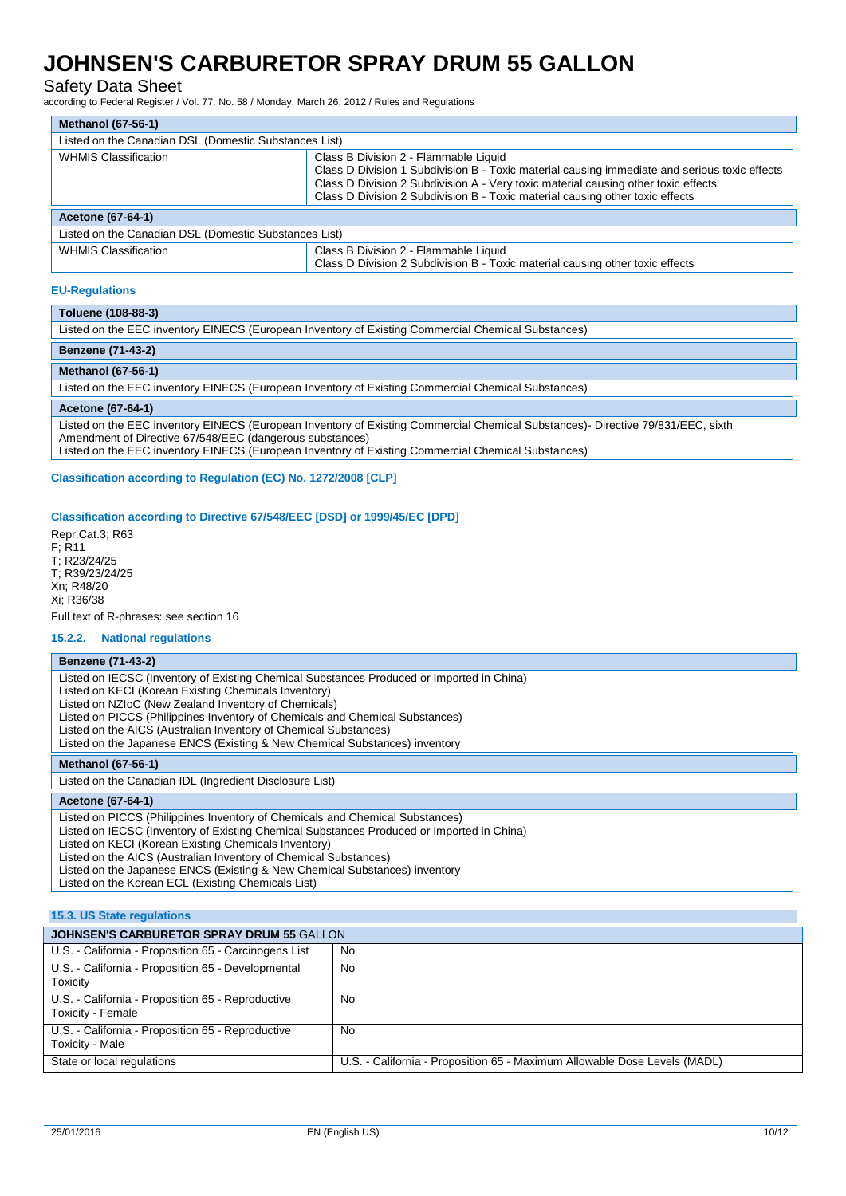| Methanol (67-56-1) | |
|---|---|
| Listed on the Canadian DSL (Domestic Substances List) | |
| WHMIS Classification | Class B Division 2 - Flammable Liquid<br>Class D Division 1 Subdivision B - Toxic material causing immediate and serious toxic effects<br>Class D Division 2 Subdivision A - Very toxic material causing other toxic effects<br>Class D Division 2 Subdivision B - Toxic material causing other toxic effects |

| Acetone (67-64-1) | |
|---|---|
| Listed on the Canadian DSL (Domestic Substances List) | |
| WHMIS Classification | Class B Division 2 - Flammable Liquid<br>Class D Division 2 Subdivision B - Toxic material causing other toxic effects |

### EU-Regulations

| Toluene (108-88-3) |
|---|
| Listed on the EEC inventory EINECS (European Inventory of Existing Commercial Chemical Substances) |

| Benzene (71-43-2) |
|---|

| Methanol (67-56-1) |
|---|
| Listed on the EEC inventory EINECS (European Inventory of Existing Commercial Chemical Substances) |

| Acetone (67-64-1) |
|---|
| Listed on the EEC inventory EINECS (European Inventory of Existing Commercial Chemical Substances)- Directive 79/831/EEC, sixth Amendment of Directive 67/548/EEC (dangerous substances)<br>Listed on the EEC inventory EINECS (European Inventory of Existing Commercial Chemical Substances) |

#### Classification according to Regulation (EC) No. 1272/2008 [CLP]

#### Classification according to Directive 67/548/EEC [DSD] or 1999/45/EC [DPD]

Repr.Cat.3; R63
F; R11
T; R23/24/25
T; R39/23/24/25
Xn; R48/20
Xi; R36/38

Full text of R-phrases: see section 16

### 15.2.2. National regulations

| Benzene (71-43-2) |
|---|
| Listed on IECSC (Inventory of Existing Chemical Substances Produced or Imported in China)<br>Listed on KECI (Korean Existing Chemicals Inventory)<br>Listed on NZIoC (New Zealand Inventory of Chemicals)<br>Listed on PICCS (Philippines Inventory of Chemicals and Chemical Substances)<br>Listed on the AICS (Australian Inventory of Chemical Substances)<br>Listed on the Japanese ENCS (Existing & New Chemical Substances) inventory |

| Methanol (67-56-1) |
|---|
| Listed on the Canadian IDL (Ingredient Disclosure List) |

| Acetone (67-64-1) |
|---|
| Listed on PICCS (Philippines Inventory of Chemicals and Chemical Substances)<br>Listed on IECSC (Inventory of Existing Chemical Substances Produced or Imported in China)<br>Listed on KECI (Korean Existing Chemicals Inventory)<br>Listed on the AICS (Australian Inventory of Chemical Substances)<br>Listed on the Japanese ENCS (Existing & New Chemical Substances) inventory<br>Listed on the Korean ECL (Existing Chemicals List) |

## 15.3. US State regulations

| JOHNSEN'S CARBURETOR SPRAY DRUM 55 GALLON | |
|---|---|
| U.S. - California - Proposition 65 - Carcinogens List | No |
| U.S. - California - Proposition 65 - Developmental Toxicity | No |
| U.S. - California - Proposition 65 - Reproductive Toxicity - Female | No |
| U.S. - California - Proposition 65 - Reproductive Toxicity - Male | No |
| State or local regulations | U.S. - California - Proposition 65 - Maximum Allowable Dose Levels (MADL) |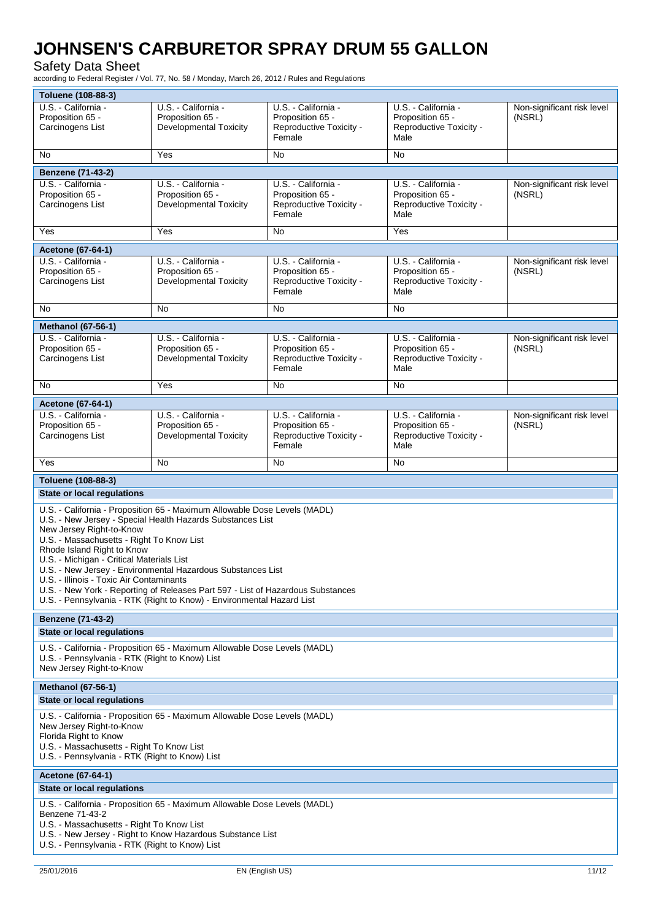# JOHNSEN'S CARBURETOR SPRAY DRUM 55 GALLON

Safety Data Sheet

according to Federal Register / Vol. 77, No. 58 / Monday, March 26, 2012 / Rules and Regulations

**Toluene (108-88-3)**

| U.S. - California - Proposition 65 - Carcinogens List | U.S. - California - Proposition 65 - Developmental Toxicity | U.S. - California - Proposition 65 - Reproductive Toxicity - Female | U.S. - California - Proposition 65 - Reproductive Toxicity - Male | Non-significant risk level (NSRL) |
|---|---|---|---|---|
| No | Yes | No | No | |

**Benzene (71-43-2)**

| U.S. - California - Proposition 65 - Carcinogens List | U.S. - California - Proposition 65 - Developmental Toxicity | U.S. - California - Proposition 65 - Reproductive Toxicity - Female | U.S. - California - Proposition 65 - Reproductive Toxicity - Male | Non-significant risk level (NSRL) |
|---|---|---|---|---|
| Yes | Yes | No | Yes | |

**Acetone (67-64-1)**

| U.S. - California - Proposition 65 - Carcinogens List | U.S. - California - Proposition 65 - Developmental Toxicity | U.S. - California - Proposition 65 - Reproductive Toxicity - Female | U.S. - California - Proposition 65 - Reproductive Toxicity - Male | Non-significant risk level (NSRL) |
|---|---|---|---|---|
| No | No | No | No | |

**Methanol (67-56-1)**

| U.S. - California - Proposition 65 - Carcinogens List | U.S. - California - Proposition 65 - Developmental Toxicity | U.S. - California - Proposition 65 - Reproductive Toxicity - Female | U.S. - California - Proposition 65 - Reproductive Toxicity - Male | Non-significant risk level (NSRL) |
|---|---|---|---|---|
| No | Yes | No | No | |

**Acetone (67-64-1)**

| U.S. - California - Proposition 65 - Carcinogens List | U.S. - California - Proposition 65 - Developmental Toxicity | U.S. - California - Proposition 65 - Reproductive Toxicity - Female | U.S. - California - Proposition 65 - Reproductive Toxicity - Male | Non-significant risk level (NSRL) |
|---|---|---|---|---|
| Yes | No | No | No | |

**Toluene (108-88-3)**

**State or local regulations**

U.S. - California - Proposition 65 - Maximum Allowable Dose Levels (MADL)
U.S. - New Jersey - Special Health Hazards Substances List
New Jersey Right-to-Know
U.S. - Massachusetts - Right To Know List
Rhode Island Right to Know
U.S. - Michigan - Critical Materials List
U.S. - New Jersey - Environmental Hazardous Substances List
U.S. - Illinois - Toxic Air Contaminants
U.S. - New York - Reporting of Releases Part 597 - List of Hazardous Substances
U.S. - Pennsylvania - RTK (Right to Know) - Environmental Hazard List

**Benzene (71-43-2)**

**State or local regulations**

U.S. - California - Proposition 65 - Maximum Allowable Dose Levels (MADL)
U.S. - Pennsylvania - RTK (Right to Know) List
New Jersey Right-to-Know

**Methanol (67-56-1)**

**State or local regulations**

U.S. - California - Proposition 65 - Maximum Allowable Dose Levels (MADL)
New Jersey Right-to-Know
Florida Right to Know
U.S. - Massachusetts - Right To Know List
U.S. - Pennsylvania - RTK (Right to Know) List

**Acetone (67-64-1)**

**State or local regulations**

U.S. - California - Proposition 65 - Maximum Allowable Dose Levels (MADL)
Benzene 71-43-2
U.S. - Massachusetts - Right To Know List
U.S. - New Jersey - Right to Know Hazardous Substance List
U.S. - Pennsylvania - RTK (Right to Know) List

25/01/2016 EN (English US)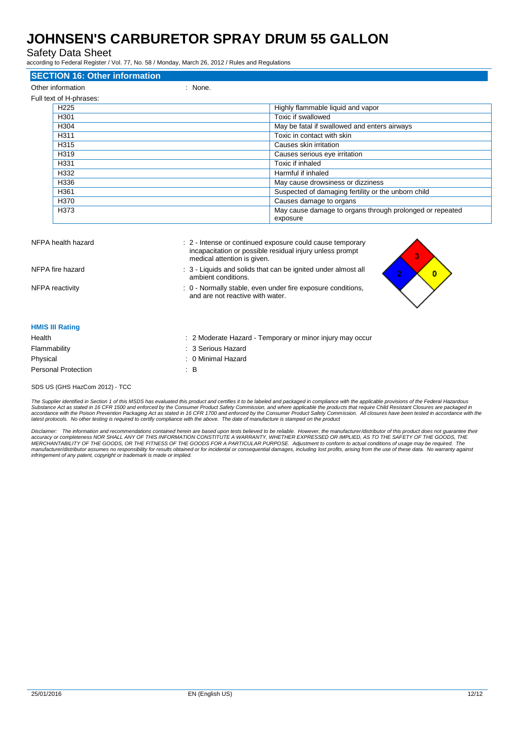## SECTION 16: Other information

Other information : None.

Full text of H-phrases:

| | |
|---|---|
| H225 | Highly flammable liquid and vapor |
| H301 | Toxic if swallowed |
| H304 | May be fatal if swallowed and enters airways |
| H311 | Toxic in contact with skin |
| H315 | Causes skin irritation |
| H319 | Causes serious eye irritation |
| H331 | Toxic if inhaled |
| H332 | Harmful if inhaled |
| H336 | May cause drowsiness or dizziness |
| H361 | Suspected of damaging fertility or the unborn child |
| H370 | Causes damage to organs |
| H373 | May cause damage to organs through prolonged or repeated exposure |

NFPA health hazard : 2 - Intense or continued exposure could cause temporary incapacitation or possible residual injury unless prompt medical attention is given.

NFPA fire hazard : 3 - Liquids and solids that can be ignited under almost all ambient conditions.

NFPA reactivity : 0 - Normally stable, even under fire exposure conditions, and are not reactive with water.

3
2
0

### HMIS III Rating

Health : 2 Moderate Hazard - Temporary or minor injury may occur

Flammability : 3 Serious Hazard

Physical : 0 Minimal Hazard

Personal Protection : B

SDS US (GHS HazCom 2012) - TCC

*The Supplier identified in Section 1 of this MSDS has evaluated this product and certifies it to be labeled and packaged in compliance with the applicable provisions of the Federal Hazardous Substance Act as stated in 16 CFR 1500 and enforced by the Consumer Product Safety Commission, and where applicable the products that require Child Resistant Closures are packaged in accordance with the Poison Prevention Packaging Act as stated in 16 CFR 1700 and enforced by the Consumer Product Safety Commission. All closures have been tested in accordance with the latest protocols. No other testing is required to certify compliance with the above. The date of manufacture is stamped on the product*

*Disclaimer: The information and recommendations contained herein are based upon tests believed to be reliable. However, the manufacturer/distributor of this product does not guarantee their accuracy or completeness NOR SHALL ANY OF THIS INFORMATION CONSTITUTE A WARRANTY, WHETHER EXPRESSED OR IMPLIED, AS TO THE SAFETY OF THE GOODS, THE MERCHANTABILITY OF THE GOODS, OR THE FITNESS OF THE GOODS FOR A PARTICULAR PURPOSE. Adjustment to conform to actual conditions of usage may be required. The manufacturer/distributor assumes no responsibility for results obtained or for incidental or consequential damages, including lost profits, arising from the use of these data. No warranty against infringement of any patent, copyright or trademark is made or implied.*